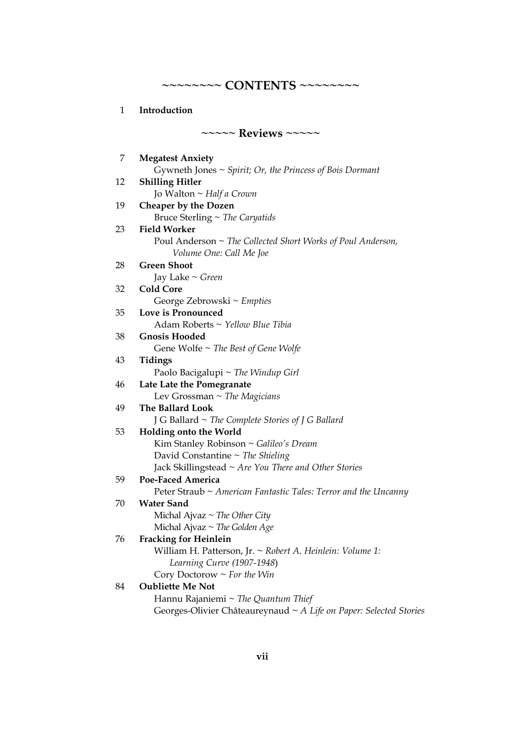# ~~~~~~~~ CONTENTS ~~~~~~~~

1 **Introduction**

## ~~~~~ Reviews ~~~~~

7 **Megatest Anxiety**
Gwyneth Jones ~ *Spirit; Or, the Princess of Bois Dormant*

12 **Shilling Hitler**
Jo Walton ~ *Half a Crown*

19 **Cheaper by the Dozen**
Bruce Sterling ~ *The Caryatids*

23 **Field Worker**
Poul Anderson ~ *The Collected Short Works of Poul Anderson, Volume One: Call Me Joe*

28 **Green Shoot**
Jay Lake ~ *Green*

32 **Cold Core**
George Zebrowski ~ *Empties*

35 **Love is Pronounced**
Adam Roberts ~ *Yellow Blue Tibia*

38 **Gnosis Hooded**
Gene Wolfe ~ *The Best of Gene Wolfe*

43 **Tidings**
Paolo Bacigalupi ~ *The Windup Girl*

46 **Late Late the Pomegranate**
Lev Grossman ~ *The Magicians*

49 **The Ballard Look**
J G Ballard ~ *The Complete Stories of J G Ballard*

53 **Holding onto the World**
Kim Stanley Robinson ~ *Galileo's Dream*
David Constantine ~ *The Shieling*
Jack Skillingstead ~ *Are You There and Other Stories*

59 **Poe-Faced America**
Peter Straub ~ *American Fantastic Tales: Terror and the Uncanny*

70 **Water Sand**
Michal Ajvaz ~ *The Other City*
Michal Ajvaz ~ *The Golden Age*

76 **Fracking for Heinlein**
William H. Patterson, Jr. ~ *Robert A. Heinlein: Volume 1: Learning Curve (1907-1948)*
Cory Doctorow ~ *For the Win*

84 **Oubliette Me Not**
Hannu Rajaniemi ~ *The Quantum Thief*
Georges-Olivier Châteaureynaud ~ *A Life on Paper: Selected Stories*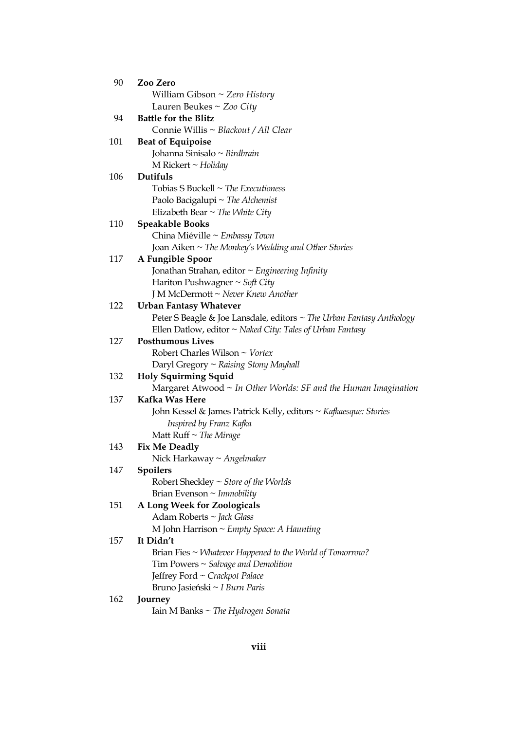90 **Zoo Zero**
William Gibson ~ *Zero History*
Lauren Beukes ~ *Zoo City*

94 **Battle for the Blitz**
Connie Willis ~ *Blackout / All Clear*

101 **Beat of Equipoise**
Johanna Sinisalo ~ *Birdbrain*
M Rickert ~ *Holiday*

106 **Dutifuls**
Tobias S Buckell ~ *The Executioness*
Paolo Bacigalupi ~ *The Alchemist*
Elizabeth Bear ~ *The White City*

110 **Speakable Books**
China Miéville ~ *Embassy Town*
Joan Aiken ~ *The Monkey's Wedding and Other Stories*

117 **A Fungible Spoor**
Jonathan Strahan, editor ~ *Engineering Infinity*
Hariton Pushwagner ~ *Soft City*
J M McDermott ~ *Never Knew Another*

122 **Urban Fantasy Whatever**
Peter S Beagle & Joe Lansdale, editors ~ *The Urban Fantasy Anthology*
Ellen Datlow, editor ~ *Naked City: Tales of Urban Fantasy*

127 **Posthumous Lives**
Robert Charles Wilson ~ *Vortex*
Daryl Gregory ~ *Raising Stony Mayhall*

132 **Holy Squirming Squid**
Margaret Atwood ~ *In Other Worlds: SF and the Human Imagination*

137 **Kafka Was Here**
John Kessel & James Patrick Kelly, editors ~ *Kafkaesque: Stories Inspired by Franz Kafka*
Matt Ruff ~ *The Mirage*

143 **Fix Me Deadly**
Nick Harkaway ~ *Angelmaker*

147 **Spoilers**
Robert Sheckley ~ *Store of the Worlds*
Brian Evenson ~ *Immobility*

151 **A Long Week for Zoologicals**
Adam Roberts ~ *Jack Glass*
M John Harrison ~ *Empty Space: A Haunting*

157 **It Didn't**
Brian Fies ~ *Whatever Happened to the World of Tomorrow?*
Tim Powers ~ *Salvage and Demolition*
Jeffrey Ford ~ *Crackpot Palace*
Bruno Jasieński ~ *I Burn Paris*

162 **Journey**
Iain M Banks ~ *The Hydrogen Sonata*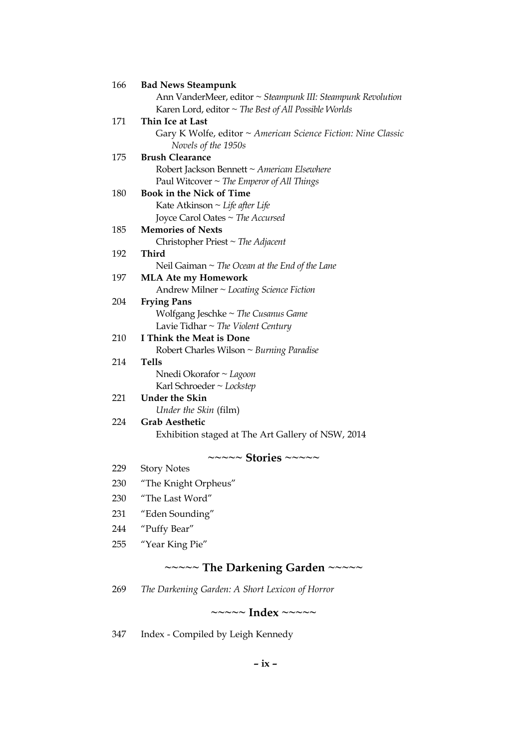166 **Bad News Steampunk**
Ann VanderMeer, editor ~ *Steampunk III: Steampunk Revolution*
Karen Lord, editor ~ *The Best of All Possible Worlds*

171 **Thin Ice at Last**
Gary K Wolfe, editor ~ *American Science Fiction: Nine Classic Novels of the 1950s*

175 **Brush Clearance**
Robert Jackson Bennett ~ *American Elsewhere*
Paul Witcover ~ *The Emperor of All Things*

180 **Book in the Nick of Time**
Kate Atkinson ~ *Life after Life*
Joyce Carol Oates ~ *The Accursed*

185 **Memories of Nexts**
Christopher Priest ~ *The Adjacent*

192 **Third**
Neil Gaiman ~ *The Ocean at the End of the Lane*

197 **MLA Ate my Homework**
Andrew Milner ~ *Locating Science Fiction*

204 **Frying Pans**
Wolfgang Jeschke ~ *The Cusanus Game*
Lavie Tidhar ~ *The Violent Century*

210 **I Think the Meat is Done**
Robert Charles Wilson ~ *Burning Paradise*

214 **Tells**
Nnedi Okorafor ~ *Lagoon*
Karl Schroeder ~ *Lockstep*

221 **Under the Skin**
*Under the Skin* (film)

224 **Grab Aesthetic**
Exhibition staged at The Art Gallery of NSW, 2014

## ~~~~~ Stories ~~~~~

229 Story Notes

230 "The Knight Orpheus"

230 "The Last Word"

231 "Eden Sounding"

244 "Puffy Bear"

255 "Year King Pie"

## ~~~~~ The Darkening Garden ~~~~~

269 *The Darkening Garden: A Short Lexicon of Horror*

## ~~~~~ Index ~~~~~

347 Index - Compiled by Leigh Kennedy